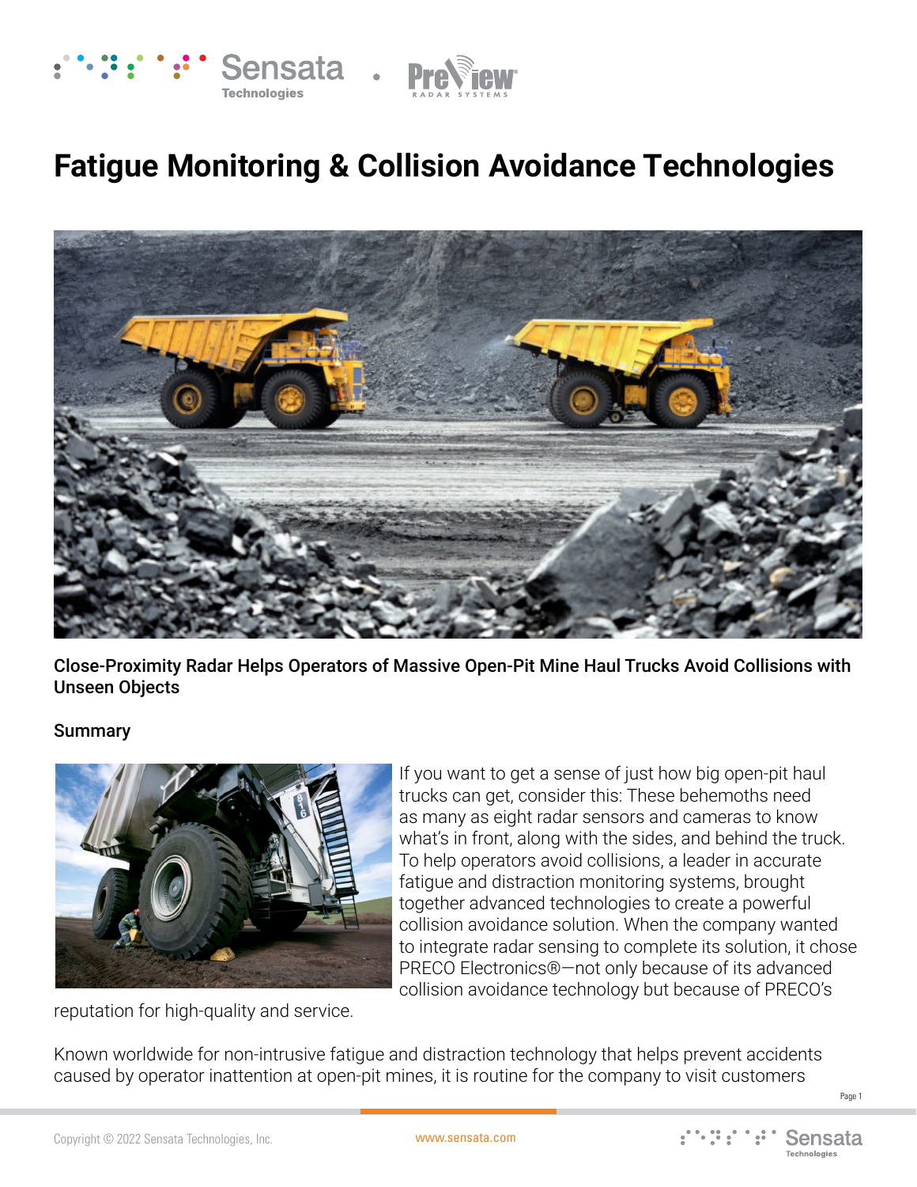# Fatigue Monitoring & Collision Avoidance Technologies

**Close-Proximity Radar Helps Operators of Massive Open-Pit Mine Haul Trucks Avoid Collisions with Unseen Objects**

## Summary

If you want to get a sense of just how big open-pit haul trucks can get, consider this: These behemoths need as many as eight radar sensors and cameras to know what's in front, along with the sides, and behind the truck. To help operators avoid collisions, a leader in accurate fatigue and distraction monitoring systems, brought together advanced technologies to create a powerful collision avoidance solution. When the company wanted to integrate radar sensing to complete its solution, it chose PRECO Electronics®—not only because of its advanced collision avoidance technology but because of PRECO's reputation for high-quality and service.

Known worldwide for non-intrusive fatigue and distraction technology that helps prevent accidents caused by operator inattention at open-pit mines, it is routine for the company to visit customers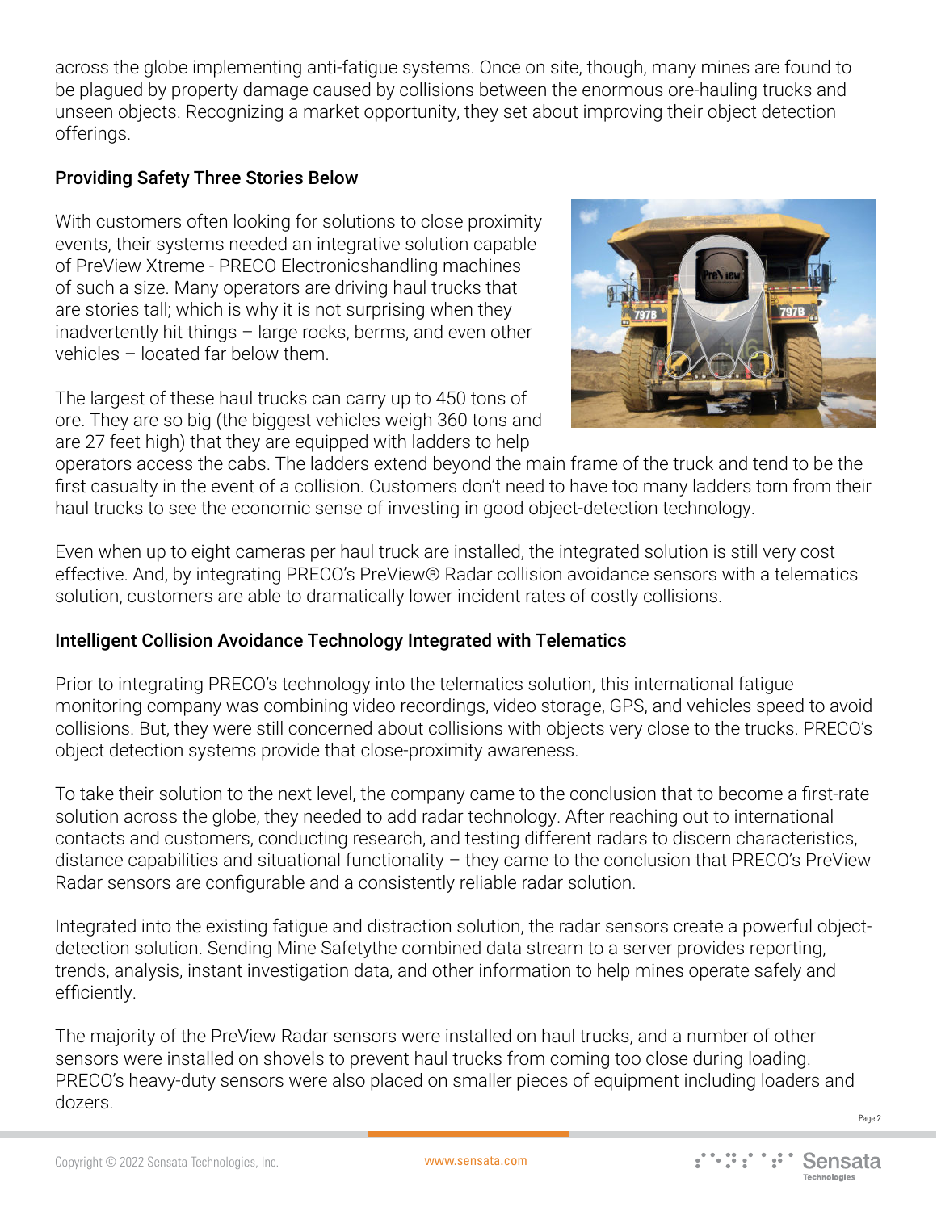across the globe implementing anti-fatigue systems. Once on site, though, many mines are found to be plagued by property damage caused by collisions between the enormous ore-hauling trucks and unseen objects. Recognizing a market opportunity, they set about improving their object detection offerings.

## Providing Safety Three Stories Below

With customers often looking for solutions to close proximity events, their systems needed an integrative solution capable of PreView Xtreme - PRECO Electronicshandling machines of such a size. Many operators are driving haul trucks that are stories tall; which is why it is not surprising when they inadvertently hit things – large rocks, berms, and even other vehicles – located far below them.

The largest of these haul trucks can carry up to 450 tons of ore. They are so big (the biggest vehicles weigh 360 tons and are 27 feet high) that they are equipped with ladders to help operators access the cabs. The ladders extend beyond the main frame of the truck and tend to be the first casualty in the event of a collision. Customers don't need to have too many ladders torn from their haul trucks to see the economic sense of investing in good object-detection technology.

Even when up to eight cameras per haul truck are installed, the integrated solution is still very cost effective. And, by integrating PRECO's PreView® Radar collision avoidance sensors with a telematics solution, customers are able to dramatically lower incident rates of costly collisions.

## Intelligent Collision Avoidance Technology Integrated with Telematics

Prior to integrating PRECO's technology into the telematics solution, this international fatigue monitoring company was combining video recordings, video storage, GPS, and vehicles speed to avoid collisions. But, they were still concerned about collisions with objects very close to the trucks. PRECO's object detection systems provide that close-proximity awareness.

To take their solution to the next level, the company came to the conclusion that to become a first-rate solution across the globe, they needed to add radar technology. After reaching out to international contacts and customers, conducting research, and testing different radars to discern characteristics, distance capabilities and situational functionality – they came to the conclusion that PRECO's PreView Radar sensors are configurable and a consistently reliable radar solution.

Integrated into the existing fatigue and distraction solution, the radar sensors create a powerful object-detection solution. Sending Mine Safetythe combined data stream to a server provides reporting, trends, analysis, instant investigation data, and other information to help mines operate safely and efficiently.

The majority of the PreView Radar sensors were installed on haul trucks, and a number of other sensors were installed on shovels to prevent haul trucks from coming too close during loading. PRECO's heavy-duty sensors were also placed on smaller pieces of equipment including loaders and dozers.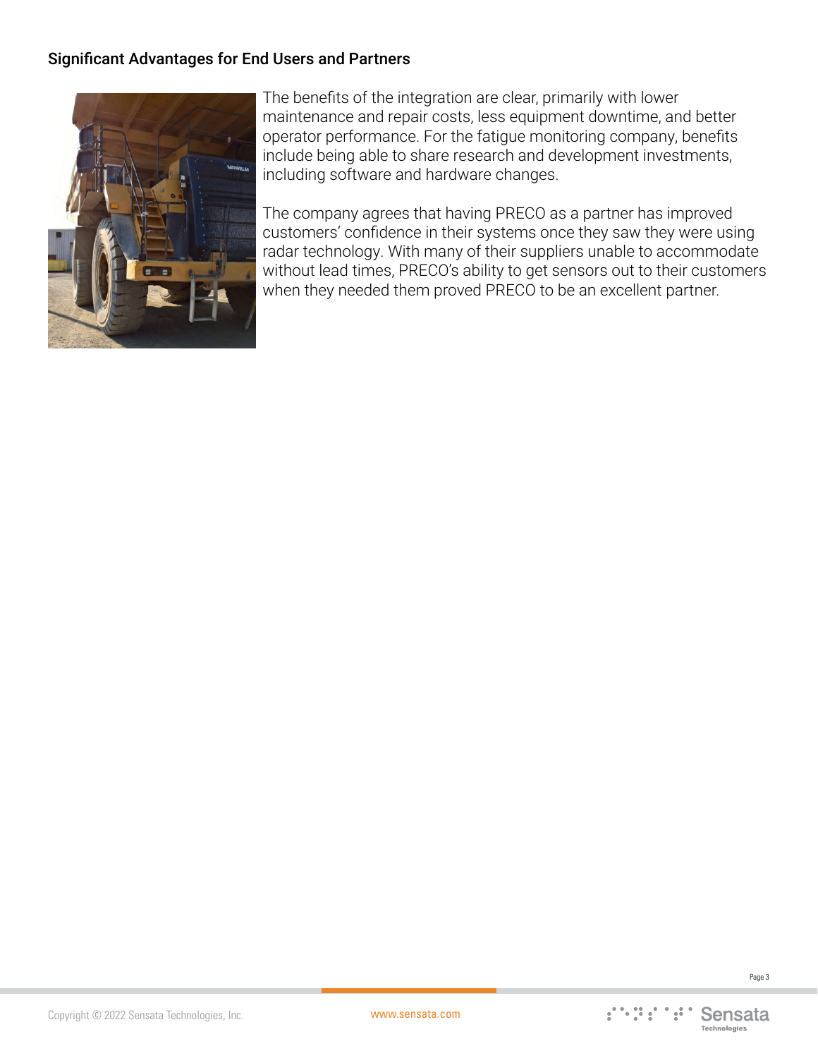## Significant Advantages for End Users and Partners

The benefits of the integration are clear, primarily with lower maintenance and repair costs, less equipment downtime, and better operator performance. For the fatigue monitoring company, benefits include being able to share research and development investments, including software and hardware changes.

The company agrees that having PRECO as a partner has improved customers' confidence in their systems once they saw they were using radar technology. With many of their suppliers unable to accommodate without lead times, PRECO's ability to get sensors out to their customers when they needed them proved PRECO to be an excellent partner.